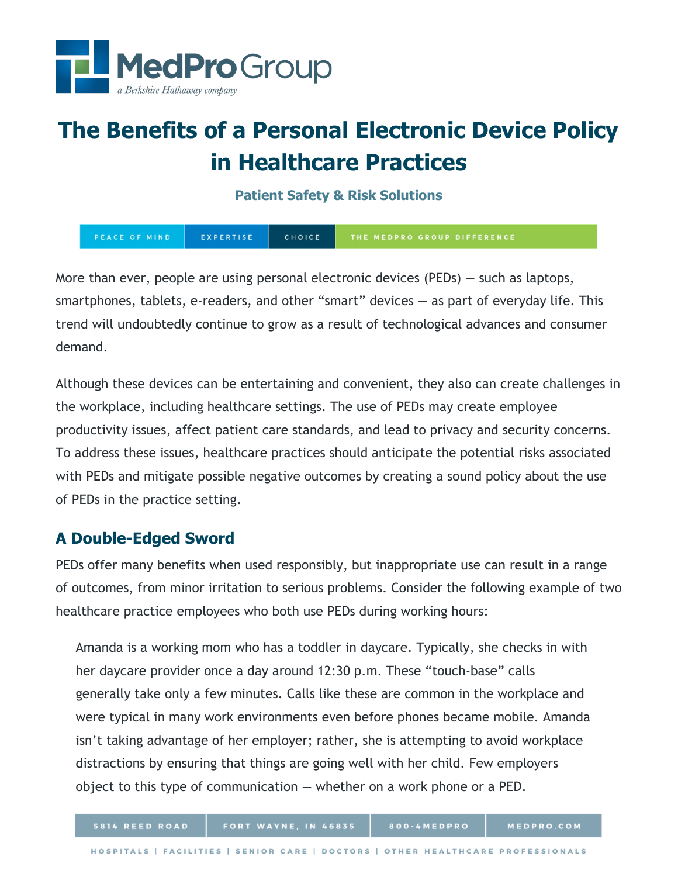# The Benefits of a Personal Electronic Device Policy in Healthcare Practices

**Patient Safety & Risk Solutions**

More than ever, people are using personal electronic devices (PEDs) — such as laptops, smartphones, tablets, e-readers, and other "smart" devices — as part of everyday life. This trend will undoubtedly continue to grow as a result of technological advances and consumer demand.

Although these devices can be entertaining and convenient, they also can create challenges in the workplace, including healthcare settings. The use of PEDs may create employee productivity issues, affect patient care standards, and lead to privacy and security concerns. To address these issues, healthcare practices should anticipate the potential risks associated with PEDs and mitigate possible negative outcomes by creating a sound policy about the use of PEDs in the practice setting.

## A Double-Edged Sword

PEDs offer many benefits when used responsibly, but inappropriate use can result in a range of outcomes, from minor irritation to serious problems. Consider the following example of two healthcare practice employees who both use PEDs during working hours:

> Amanda is a working mom who has a toddler in daycare. Typically, she checks in with her daycare provider once a day around 12:30 p.m. These "touch-base" calls generally take only a few minutes. Calls like these are common in the workplace and were typical in many work environments even before phones became mobile. Amanda isn't taking advantage of her employer; rather, she is attempting to avoid workplace distractions by ensuring that things are going well with her child. Few employers object to this type of communication — whether on a work phone or a PED.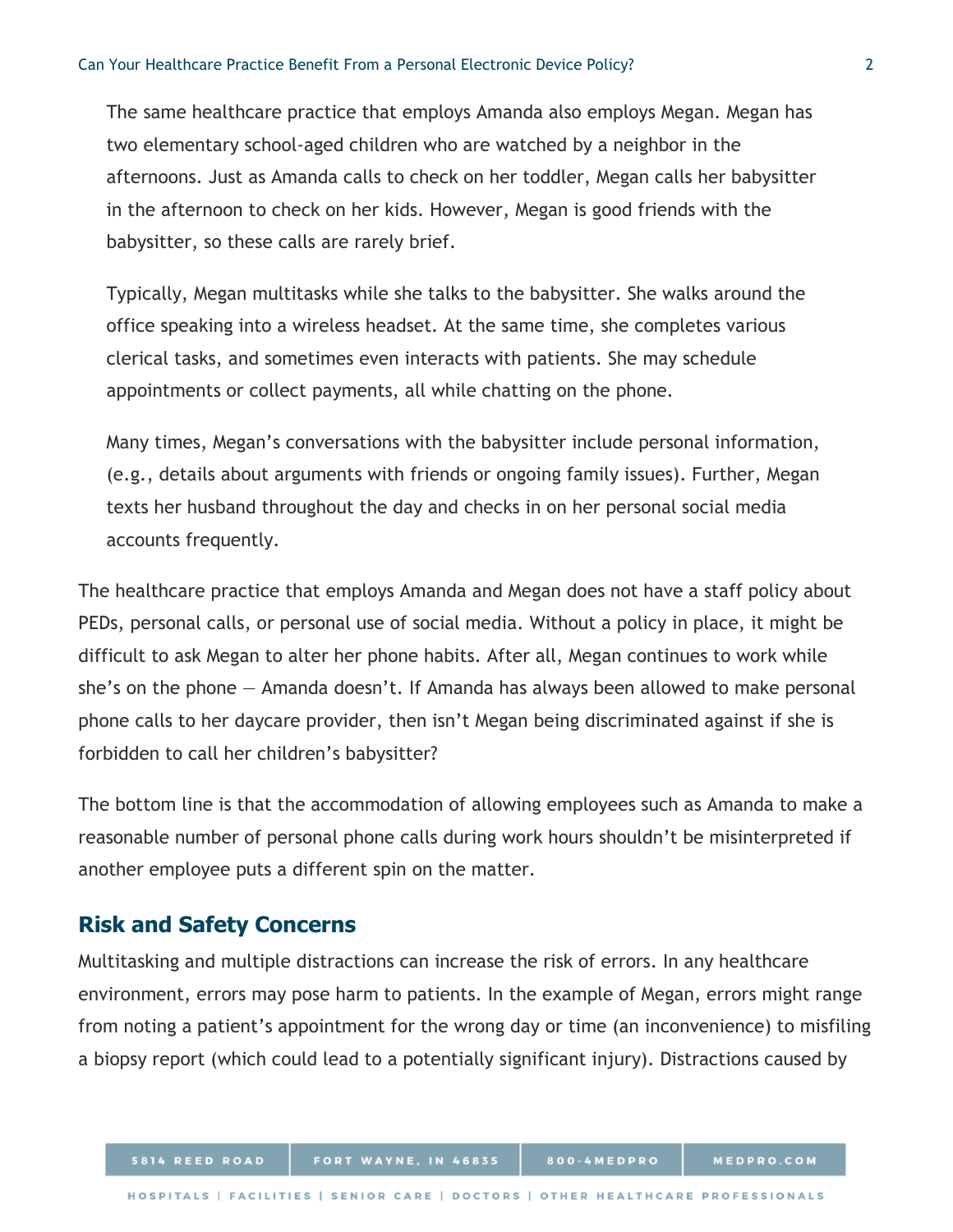The same healthcare practice that employs Amanda also employs Megan. Megan has two elementary school-aged children who are watched by a neighbor in the afternoons. Just as Amanda calls to check on her toddler, Megan calls her babysitter in the afternoon to check on her kids. However, Megan is good friends with the babysitter, so these calls are rarely brief.

Typically, Megan multitasks while she talks to the babysitter. She walks around the office speaking into a wireless headset. At the same time, she completes various clerical tasks, and sometimes even interacts with patients. She may schedule appointments or collect payments, all while chatting on the phone.

Many times, Megan's conversations with the babysitter include personal information, (e.g., details about arguments with friends or ongoing family issues). Further, Megan texts her husband throughout the day and checks in on her personal social media accounts frequently.

The healthcare practice that employs Amanda and Megan does not have a staff policy about PEDs, personal calls, or personal use of social media. Without a policy in place, it might be difficult to ask Megan to alter her phone habits. After all, Megan continues to work while she's on the phone — Amanda doesn't. If Amanda has always been allowed to make personal phone calls to her daycare provider, then isn't Megan being discriminated against if she is forbidden to call her children's babysitter?

The bottom line is that the accommodation of allowing employees such as Amanda to make a reasonable number of personal phone calls during work hours shouldn't be misinterpreted if another employee puts a different spin on the matter.

## Risk and Safety Concerns

Multitasking and multiple distractions can increase the risk of errors. In any healthcare environment, errors may pose harm to patients. In the example of Megan, errors might range from noting a patient's appointment for the wrong day or time (an inconvenience) to misfiling a biopsy report (which could lead to a potentially significant injury). Distractions caused by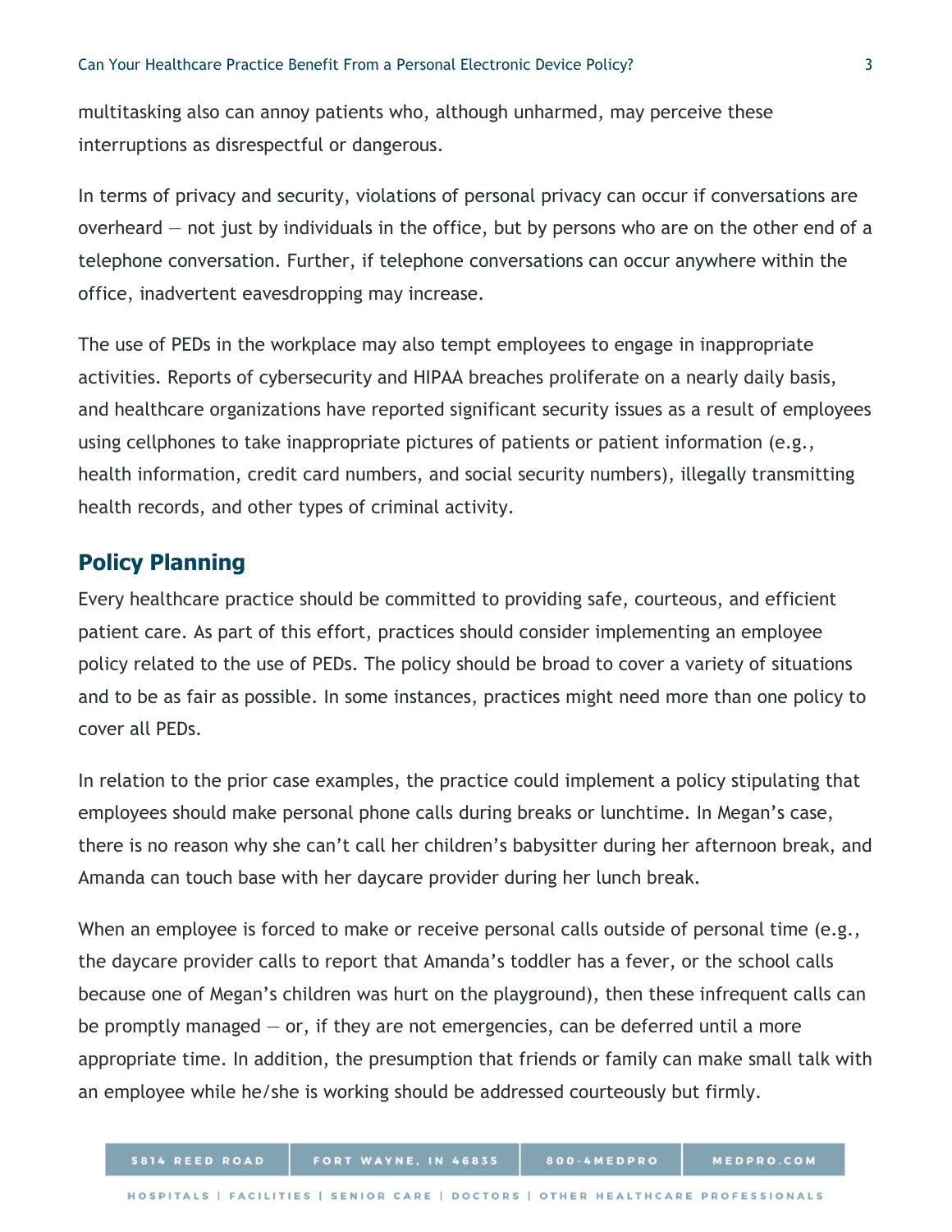multitasking also can annoy patients who, although unharmed, may perceive these interruptions as disrespectful or dangerous.

In terms of privacy and security, violations of personal privacy can occur if conversations are overheard — not just by individuals in the office, but by persons who are on the other end of a telephone conversation. Further, if telephone conversations can occur anywhere within the office, inadvertent eavesdropping may increase.

The use of PEDs in the workplace may also tempt employees to engage in inappropriate activities. Reports of cybersecurity and HIPAA breaches proliferate on a nearly daily basis, and healthcare organizations have reported significant security issues as a result of employees using cellphones to take inappropriate pictures of patients or patient information (e.g., health information, credit card numbers, and social security numbers), illegally transmitting health records, and other types of criminal activity.

## Policy Planning

Every healthcare practice should be committed to providing safe, courteous, and efficient patient care. As part of this effort, practices should consider implementing an employee policy related to the use of PEDs. The policy should be broad to cover a variety of situations and to be as fair as possible. In some instances, practices might need more than one policy to cover all PEDs.

In relation to the prior case examples, the practice could implement a policy stipulating that employees should make personal phone calls during breaks or lunchtime. In Megan's case, there is no reason why she can't call her children's babysitter during her afternoon break, and Amanda can touch base with her daycare provider during her lunch break.

When an employee is forced to make or receive personal calls outside of personal time (e.g., the daycare provider calls to report that Amanda's toddler has a fever, or the school calls because one of Megan's children was hurt on the playground), then these infrequent calls can be promptly managed — or, if they are not emergencies, can be deferred until a more appropriate time. In addition, the presumption that friends or family can make small talk with an employee while he/she is working should be addressed courteously but firmly.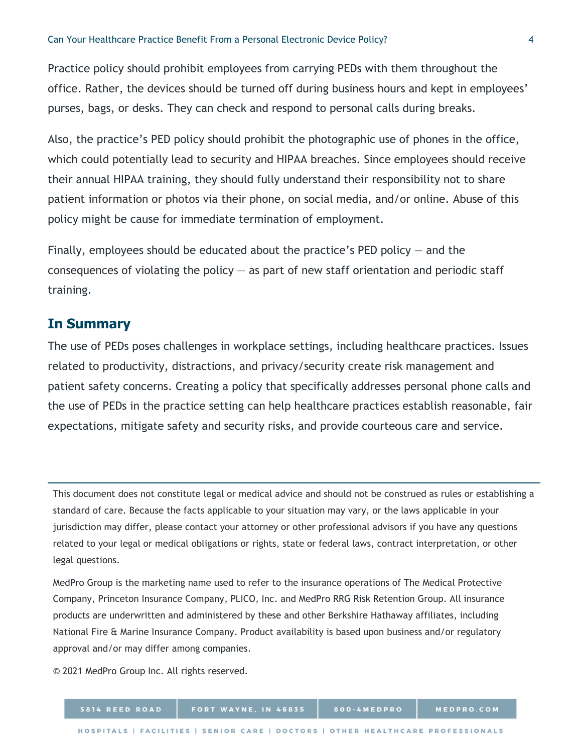Practice policy should prohibit employees from carrying PEDs with them throughout the office. Rather, the devices should be turned off during business hours and kept in employees' purses, bags, or desks. They can check and respond to personal calls during breaks.

Also, the practice's PED policy should prohibit the photographic use of phones in the office, which could potentially lead to security and HIPAA breaches. Since employees should receive their annual HIPAA training, they should fully understand their responsibility not to share patient information or photos via their phone, on social media, and/or online. Abuse of this policy might be cause for immediate termination of employment.

Finally, employees should be educated about the practice's PED policy — and the consequences of violating the policy — as part of new staff orientation and periodic staff training.

## In Summary

The use of PEDs poses challenges in workplace settings, including healthcare practices. Issues related to productivity, distractions, and privacy/security create risk management and patient safety concerns. Creating a policy that specifically addresses personal phone calls and the use of PEDs in the practice setting can help healthcare practices establish reasonable, fair expectations, mitigate safety and security risks, and provide courteous care and service.

---

This document does not constitute legal or medical advice and should not be construed as rules or establishing a standard of care. Because the facts applicable to your situation may vary, or the laws applicable in your jurisdiction may differ, please contact your attorney or other professional advisors if you have any questions related to your legal or medical obligations or rights, state or federal laws, contract interpretation, or other legal questions.

MedPro Group is the marketing name used to refer to the insurance operations of The Medical Protective Company, Princeton Insurance Company, PLICO, Inc. and MedPro RRG Risk Retention Group. All insurance products are underwritten and administered by these and other Berkshire Hathaway affiliates, including National Fire & Marine Insurance Company. Product availability is based upon business and/or regulatory approval and/or may differ among companies.

© 2021 MedPro Group Inc. All rights reserved.

5814 REED ROAD | FORT WAYNE, IN 46835 | 800-4MEDPRO | MEDPRO.COM

HOSPITALS | FACILITIES | SENIOR CARE | DOCTORS | OTHER HEALTHCARE PROFESSIONALS